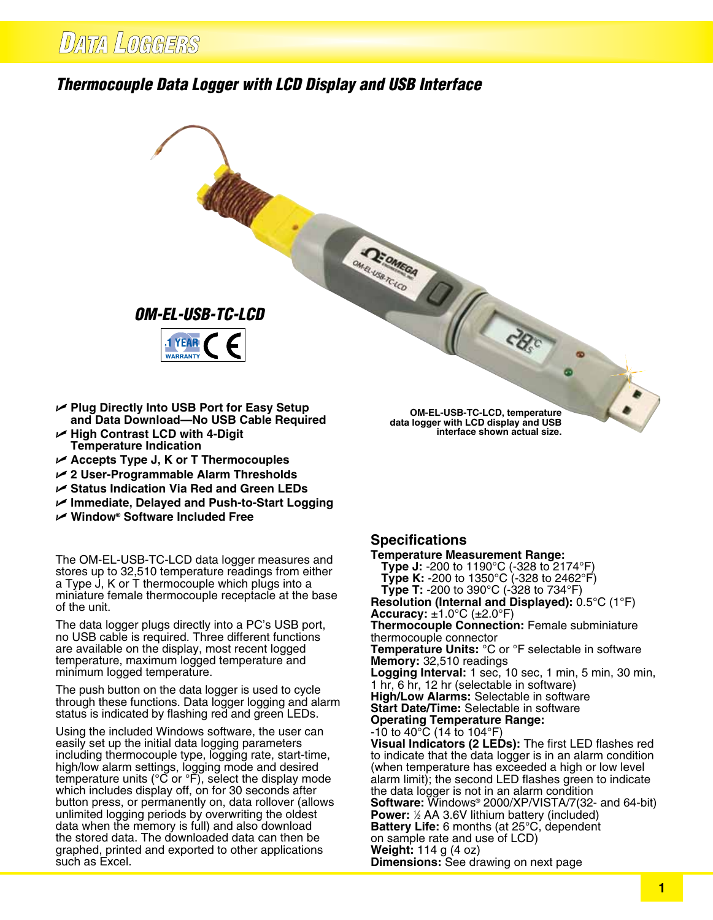# Data Loggers

## Thermocouple Data Logger with LCD Display and USB Interface

**OM-EL-USB-TC-LCD**

1 YEAR WARRANTY CE

OM-EL-USB-TC-LCD, temperature data logger with LCD display and USB interface shown actual size.

- **Plug Directly Into USB Port for Easy Setup and Data Download—No USB Cable Required**
- **High Contrast LCD with 4-Digit Temperature Indication**
- **Accepts Type J, K or T Thermocouples**
- **2 User-Programmable Alarm Thresholds**
- **Status Indication Via Red and Green LEDs**
- **Immediate, Delayed and Push-to-Start Logging**
- **Window® Software Included Free**

The OM-EL-USB-TC-LCD data logger measures and stores up to 32,510 temperature readings from either a Type J, K or T thermocouple which plugs into a miniature female thermocouple receptacle at the base of the unit.

The data logger plugs directly into a PC's USB port, no USB cable is required. Three different functions are available on the display, most recent logged temperature, maximum logged temperature and minimum logged temperature.

The push button on the data logger is used to cycle through these functions. Data logger logging and alarm status is indicated by flashing red and green LEDs.

Using the included Windows software, the user can easily set up the initial data logging parameters including thermocouple type, logging rate, start-time, high/low alarm settings, logging mode and desired temperature units (°C or °F), select the display mode which includes display off, on for 30 seconds after button press, or permanently on, data rollover (allows unlimited logging periods by overwriting the oldest data when the memory is full) and also download the stored data. The downloaded data can then be graphed, printed and exported to other applications such as Excel.

### Specifications

**Temperature Measurement Range:**
- **Type J:** -200 to 1190°C (-328 to 2174°F)
- **Type K:** -200 to 1350°C (-328 to 2462°F)
- **Type T:** -200 to 390°C (-328 to 734°F)

**Resolution (Internal and Displayed):** 0.5°C (1°F)
**Accuracy:** ±1.0°C (±2.0°F)
**Thermocouple Connection:** Female subminiature thermocouple connector
**Temperature Units:** °C or °F selectable in software
**Memory:** 32,510 readings
**Logging Interval:** 1 sec, 10 sec, 1 min, 5 min, 30 min, 1 hr, 6 hr, 12 hr (selectable in software)
**High/Low Alarms:** Selectable in software
**Start Date/Time:** Selectable in software
**Operating Temperature Range:** -10 to 40°C (14 to 104°F)
**Visual Indicators (2 LEDs):** The first LED flashes red to indicate that the data logger is in an alarm condition (when temperature has exceeded a high or low level alarm limit); the second LED flashes green to indicate the data logger is not in an alarm condition
**Software:** Windows® 2000/XP/VISTA/7(32- and 64-bit)
**Power:** ½ AA 3.6V lithium battery (included)
**Battery Life:** 6 months (at 25°C, dependent on sample rate and use of LCD)
**Weight:** 114 g (4 oz)
**Dimensions:** See drawing on next page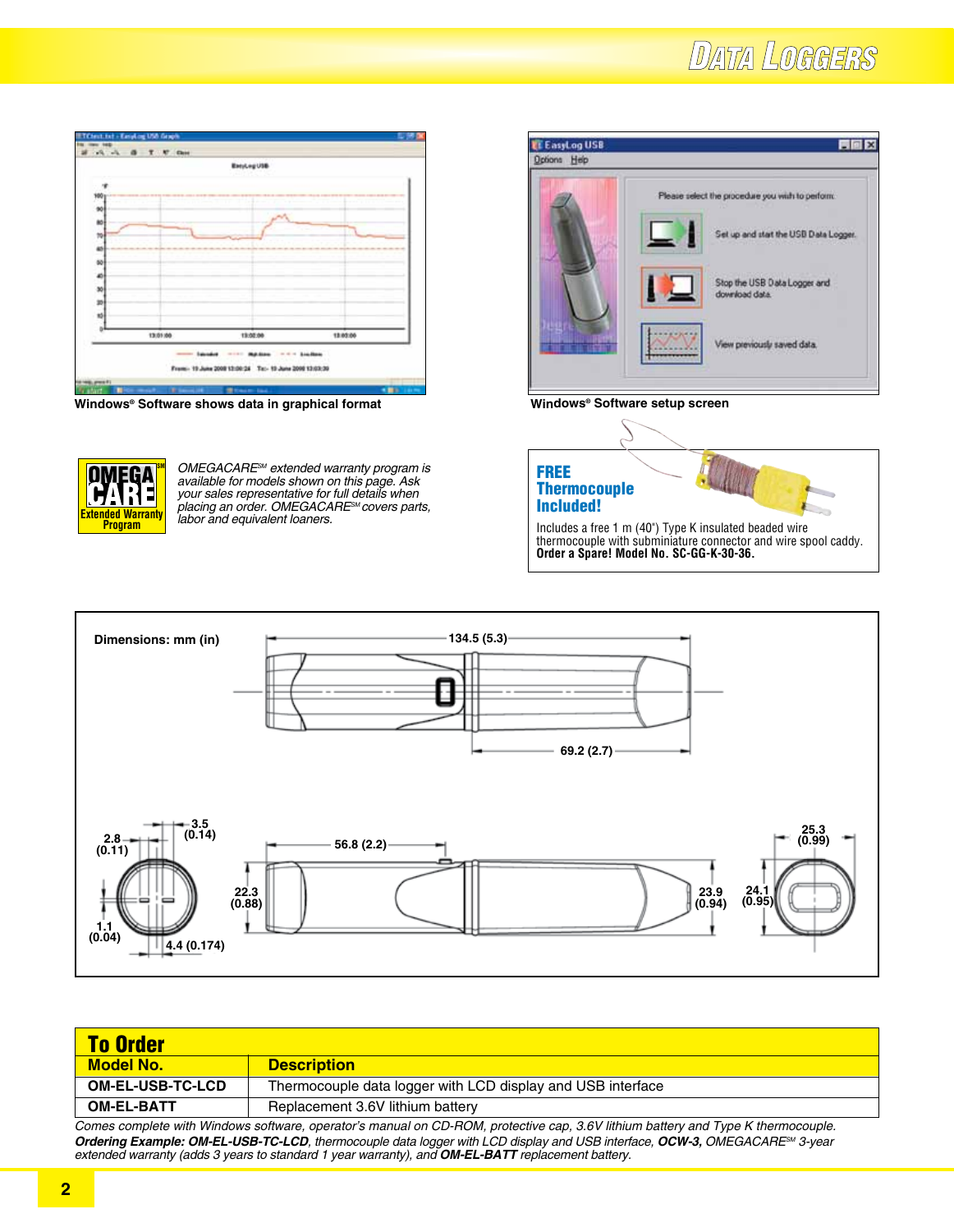Windows® Software shows data in graphical format

Windows® Software setup screen

OMEGACARE℠ Extended Warranty Program

*OMEGACARE℠ extended warranty program is available for models shown on this page. Ask your sales representative for full details when placing an order. OMEGACARE℠ covers parts, labor and equivalent loaners.*

**FREE Thermocouple Included!**

Includes a free 1 m (40") Type K insulated beaded wire thermocouple with subminiature connector and wire spool caddy.
**Order a Spare! Model No. SC-GG-K-30-36.**

Dimensions: mm (in)

134.5 (5.3)

69.2 (2.7)

2.8 (0.11)

3.5 (0.14)

1.1 (0.04)

4.4 (0.174)

56.8 (2.2)

22.3 (0.88)

23.9 (0.94)

25.3 (0.99)

24.1 (0.95)

## To Order

| Model No. | Description |
|---|---|
| OM-EL-USB-TC-LCD | Thermocouple data logger with LCD display and USB interface |
| OM-EL-BATT | Replacement 3.6V lithium battery |

*Comes complete with Windows software, operator's manual on CD-ROM, protective cap, 3.6V lithium battery and Type K thermocouple.*
***Ordering Example: OM-EL-USB-TC-LCD**, thermocouple data logger with LCD display and USB interface, **OCW-3,** OMEGACARE℠ 3-year extended warranty (adds 3 years to standard 1 year warranty), and **OM-EL-BATT** replacement battery.*